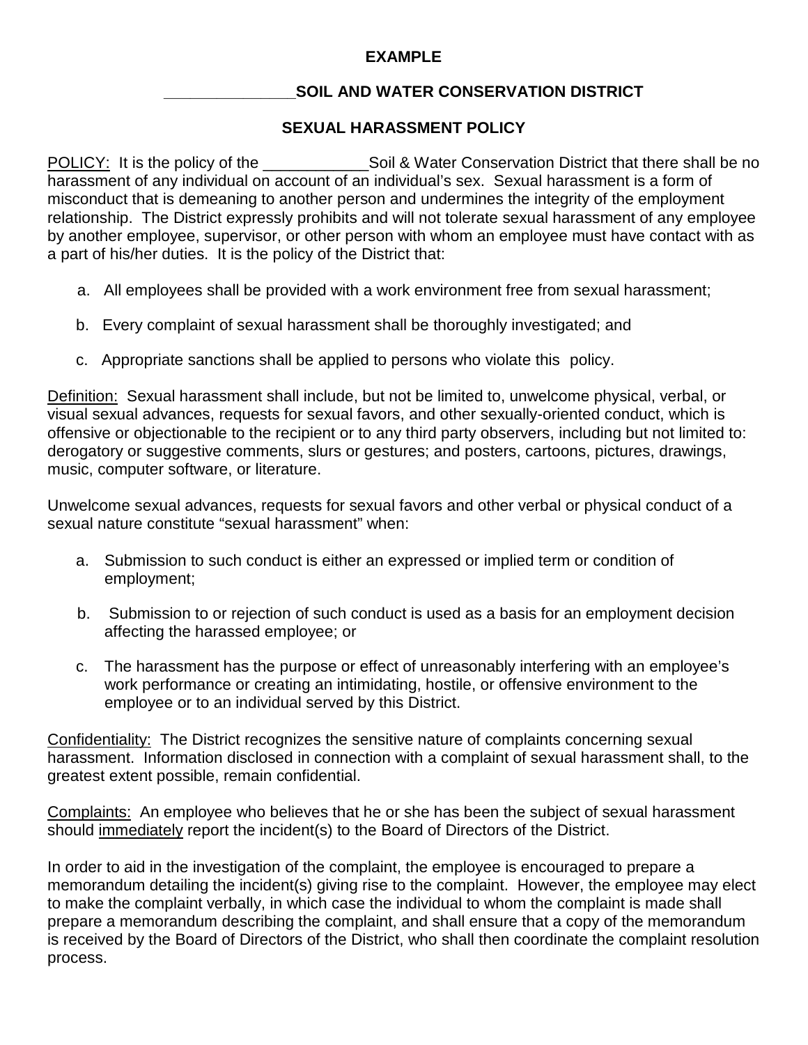**EXAMPLE**

**_______________SOIL AND WATER CONSERVATION DISTRICT**

**SEXUAL HARASSMENT POLICY**

<u>POLICY:</u> It is the policy of the ____________Soil & Water Conservation District that there shall be no harassment of any individual on account of an individual's sex. Sexual harassment is a form of misconduct that is demeaning to another person and undermines the integrity of the employment relationship. The District expressly prohibits and will not tolerate sexual harassment of any employee by another employee, supervisor, or other person with whom an employee must have contact with as a part of his/her duties. It is the policy of the District that:

a. All employees shall be provided with a work environment free from sexual harassment;

b. Every complaint of sexual harassment shall be thoroughly investigated; and

c. Appropriate sanctions shall be applied to persons who violate this policy.

<u>Definition:</u> Sexual harassment shall include, but not be limited to, unwelcome physical, verbal, or visual sexual advances, requests for sexual favors, and other sexually-oriented conduct, which is offensive or objectionable to the recipient or to any third party observers, including but not limited to: derogatory or suggestive comments, slurs or gestures; and posters, cartoons, pictures, drawings, music, computer software, or literature.

Unwelcome sexual advances, requests for sexual favors and other verbal or physical conduct of a sexual nature constitute "sexual harassment" when:

a. Submission to such conduct is either an expressed or implied term or condition of employment;

b. Submission to or rejection of such conduct is used as a basis for an employment decision affecting the harassed employee; or

c. The harassment has the purpose or effect of unreasonably interfering with an employee's work performance or creating an intimidating, hostile, or offensive environment to the employee or to an individual served by this District.

<u>Confidentiality:</u> The District recognizes the sensitive nature of complaints concerning sexual harassment. Information disclosed in connection with a complaint of sexual harassment shall, to the greatest extent possible, remain confidential.

<u>Complaints:</u> An employee who believes that he or she has been the subject of sexual harassment should <u>immediately</u> report the incident(s) to the Board of Directors of the District.

In order to aid in the investigation of the complaint, the employee is encouraged to prepare a memorandum detailing the incident(s) giving rise to the complaint. However, the employee may elect to make the complaint verbally, in which case the individual to whom the complaint is made shall prepare a memorandum describing the complaint, and shall ensure that a copy of the memorandum is received by the Board of Directors of the District, who shall then coordinate the complaint resolution process.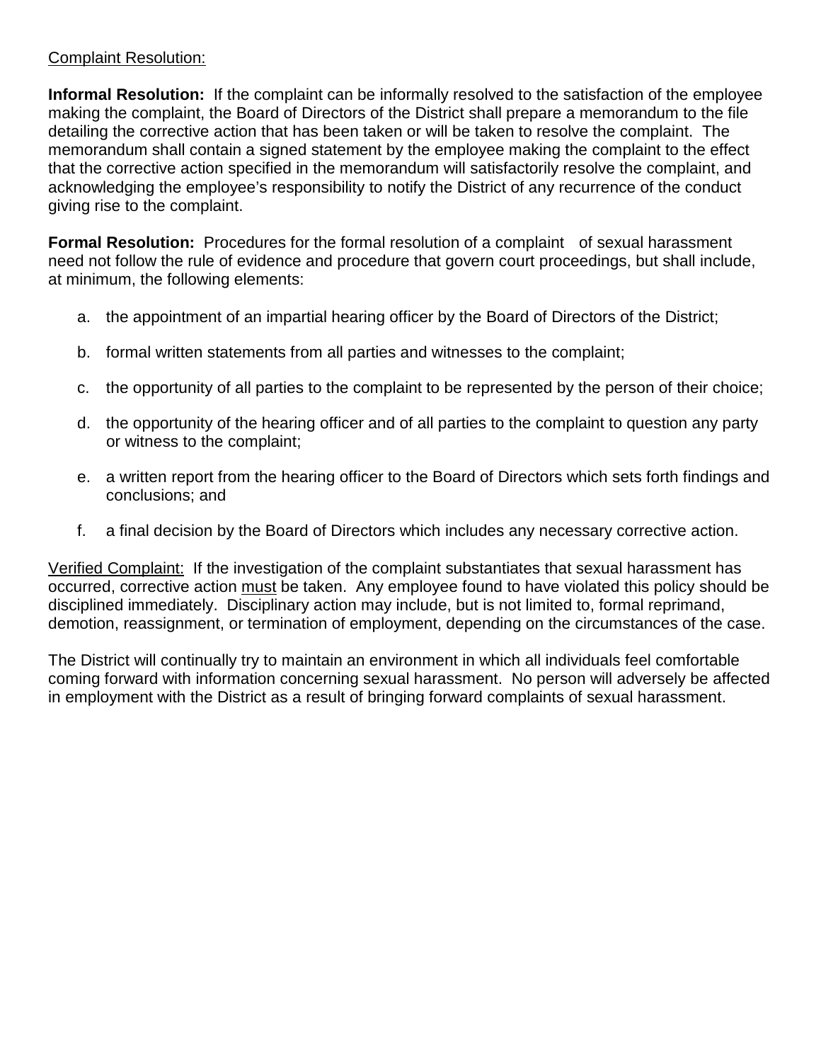Complaint Resolution:

**Informal Resolution:** If the complaint can be informally resolved to the satisfaction of the employee making the complaint, the Board of Directors of the District shall prepare a memorandum to the file detailing the corrective action that has been taken or will be taken to resolve the complaint. The memorandum shall contain a signed statement by the employee making the complaint to the effect that the corrective action specified in the memorandum will satisfactorily resolve the complaint, and acknowledging the employee's responsibility to notify the District of any recurrence of the conduct giving rise to the complaint.

**Formal Resolution:** Procedures for the formal resolution of a complaint of sexual harassment need not follow the rule of evidence and procedure that govern court proceedings, but shall include, at minimum, the following elements:

a. the appointment of an impartial hearing officer by the Board of Directors of the District;

b. formal written statements from all parties and witnesses to the complaint;

c. the opportunity of all parties to the complaint to be represented by the person of their choice;

d. the opportunity of the hearing officer and of all parties to the complaint to question any party or witness to the complaint;

e. a written report from the hearing officer to the Board of Directors which sets forth findings and conclusions; and

f. a final decision by the Board of Directors which includes any necessary corrective action.

Verified Complaint: If the investigation of the complaint substantiates that sexual harassment has occurred, corrective action must be taken. Any employee found to have violated this policy should be disciplined immediately. Disciplinary action may include, but is not limited to, formal reprimand, demotion, reassignment, or termination of employment, depending on the circumstances of the case.

The District will continually try to maintain an environment in which all individuals feel comfortable coming forward with information concerning sexual harassment. No person will adversely be affected in employment with the District as a result of bringing forward complaints of sexual harassment.